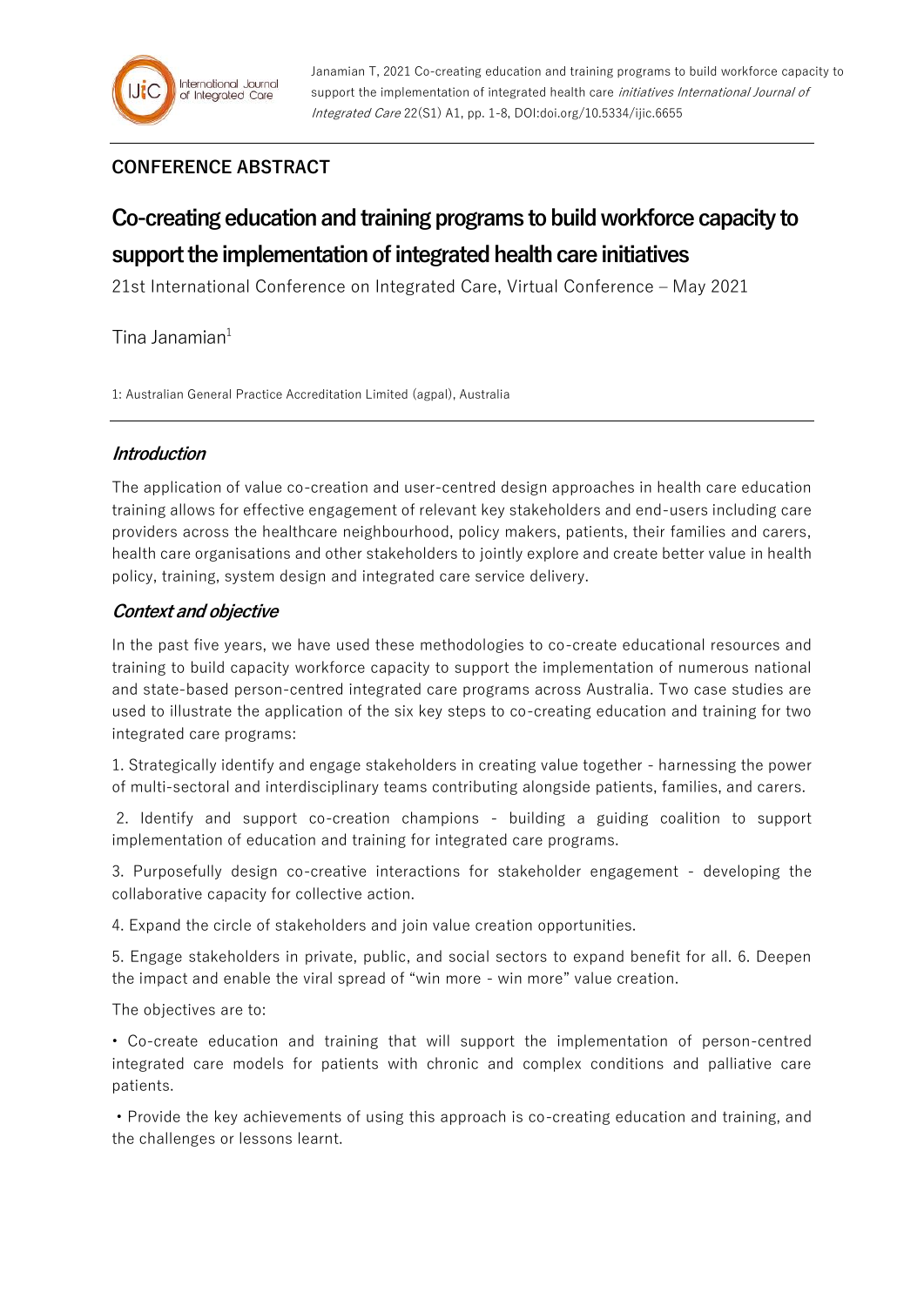Janamian T, 2021 Co-creating education and training programs to build workforce capacity to support the implementation of integrated health care *initiatives International Journal of Integrated Care* 22(S1) A1, pp. 1-8, DOI:doi.org/10.5334/ijic.6655

## CONFERENCE ABSTRACT

# Co-creating education and training programs to build workforce capacity to support the implementation of integrated health care initiatives

21st International Conference on Integrated Care, Virtual Conference – May 2021

Tina Janamian[1]

1: Australian General Practice Accreditation Limited (agpal), Australia

### *Introduction*

The application of value co-creation and user-centred design approaches in health care education training allows for effective engagement of relevant key stakeholders and end-users including care providers across the healthcare neighbourhood, policy makers, patients, their families and carers, health care organisations and other stakeholders to jointly explore and create better value in health policy, training, system design and integrated care service delivery.

### *Context and objective*

In the past five years, we have used these methodologies to co-create educational resources and training to build capacity workforce capacity to support the implementation of numerous national and state-based person-centred integrated care programs across Australia. Two case studies are used to illustrate the application of the six key steps to co-creating education and training for two integrated care programs:

1. Strategically identify and engage stakeholders in creating value together - harnessing the power of multi-sectoral and interdisciplinary teams contributing alongside patients, families, and carers.

2. Identify and support co-creation champions - building a guiding coalition to support implementation of education and training for integrated care programs.

3. Purposefully design co-creative interactions for stakeholder engagement - developing the collaborative capacity for collective action.

4. Expand the circle of stakeholders and join value creation opportunities.

5. Engage stakeholders in private, public, and social sectors to expand benefit for all. 6. Deepen the impact and enable the viral spread of "win more - win more" value creation.

The objectives are to:

• Co-create education and training that will support the implementation of person-centred integrated care models for patients with chronic and complex conditions and palliative care patients.

• Provide the key achievements of using this approach is co-creating education and training, and the challenges or lessons learnt.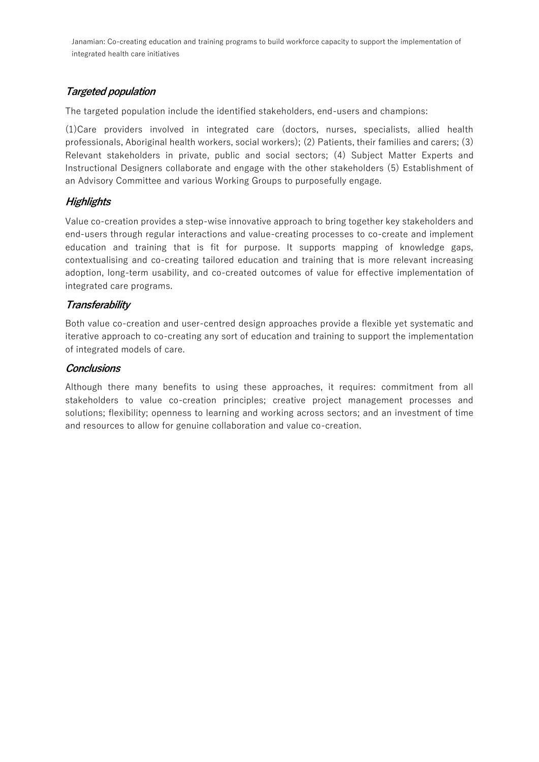### *Targeted population*

The targeted population include the identified stakeholders, end-users and champions:

(1)Care providers involved in integrated care (doctors, nurses, specialists, allied health professionals, Aboriginal health workers, social workers); (2) Patients, their families and carers; (3) Relevant stakeholders in private, public and social sectors; (4) Subject Matter Experts and Instructional Designers collaborate and engage with the other stakeholders (5) Establishment of an Advisory Committee and various Working Groups to purposefully engage.

### *Highlights*

Value co-creation provides a step-wise innovative approach to bring together key stakeholders and end-users through regular interactions and value-creating processes to co-create and implement education and training that is fit for purpose. It supports mapping of knowledge gaps, contextualising and co-creating tailored education and training that is more relevant increasing adoption, long-term usability, and co-created outcomes of value for effective implementation of integrated care programs.

### *Transferability*

Both value co-creation and user-centred design approaches provide a flexible yet systematic and iterative approach to co-creating any sort of education and training to support the implementation of integrated models of care.

### *Conclusions*

Although there many benefits to using these approaches, it requires: commitment from all stakeholders to value co-creation principles; creative project management processes and solutions; flexibility; openness to learning and working across sectors; and an investment of time and resources to allow for genuine collaboration and value co-creation.